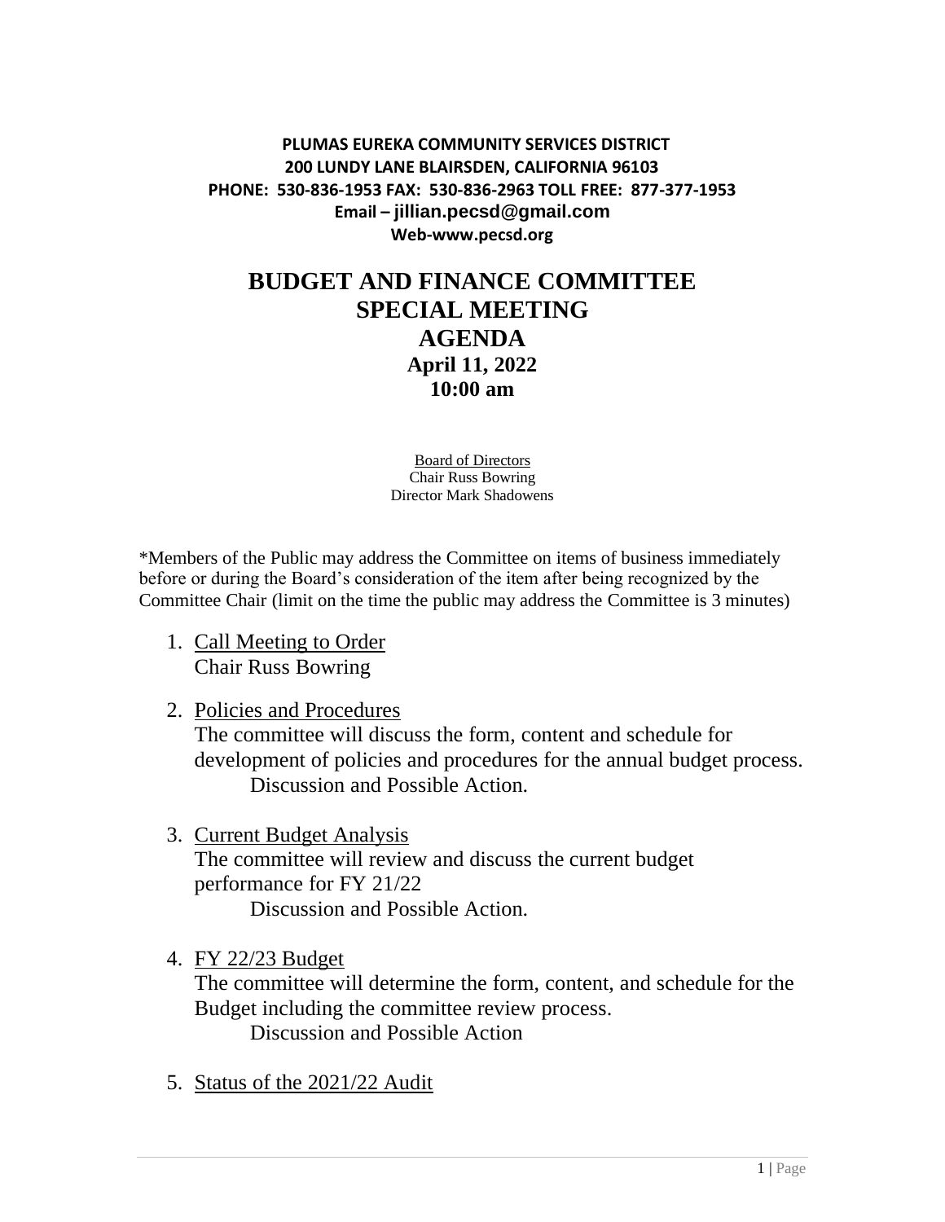**PLUMAS EUREKA COMMUNITY SERVICES DISTRICT**
**200 LUNDY LANE BLAIRSDEN, CALIFORNIA 96103**
**PHONE: 530-836-1953 FAX: 530-836-2963 TOLL FREE: 877-377-1953**
**Email – jillian.pecsd@gmail.com**
**Web-www.pecsd.org**

# BUDGET AND FINANCE COMMITTEE SPECIAL MEETING AGENDA

**April 11, 2022**
**10:00 am**

Board of Directors
Chair Russ Bowring
Director Mark Shadowens

*Members of the Public may address the Committee on items of business immediately before or during the Board's consideration of the item after being recognized by the Committee Chair (limit on the time the public may address the Committee is 3 minutes)

1. Call Meeting to Order
   Chair Russ Bowring

2. Policies and Procedures
   The committee will discuss the form, content and schedule for development of policies and procedures for the annual budget process.
   Discussion and Possible Action.

3. Current Budget Analysis
   The committee will review and discuss the current budget performance for FY 21/22
   Discussion and Possible Action.

4. FY 22/23 Budget
   The committee will determine the form, content, and schedule for the Budget including the committee review process.
   Discussion and Possible Action

5. Status of the 2021/22 Audit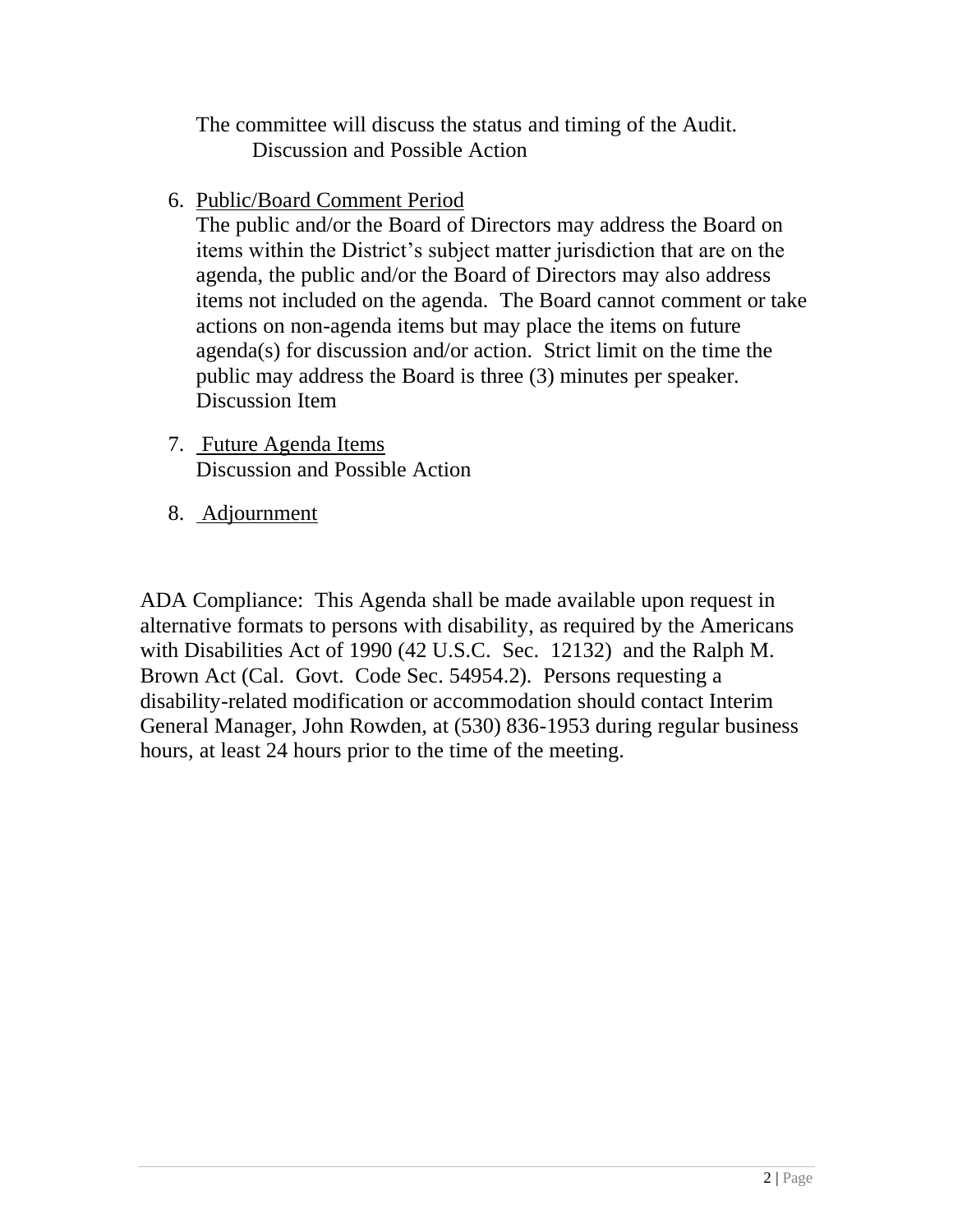The committee will discuss the status and timing of the Audit.
Discussion and Possible Action

6. Public/Board Comment Period
   The public and/or the Board of Directors may address the Board on items within the District's subject matter jurisdiction that are on the agenda, the public and/or the Board of Directors may also address items not included on the agenda. The Board cannot comment or take actions on non-agenda items but may place the items on future agenda(s) for discussion and/or action. Strict limit on the time the public may address the Board is three (3) minutes per speaker.
   Discussion Item

7. Future Agenda Items
   Discussion and Possible Action

8. Adjournment

ADA Compliance: This Agenda shall be made available upon request in alternative formats to persons with disability, as required by the Americans with Disabilities Act of 1990 (42 U.S.C. Sec. 12132) and the Ralph M. Brown Act (Cal. Govt. Code Sec. 54954.2). Persons requesting a disability-related modification or accommodation should contact Interim General Manager, John Rowden, at (530) 836-1953 during regular business hours, at least 24 hours prior to the time of the meeting.